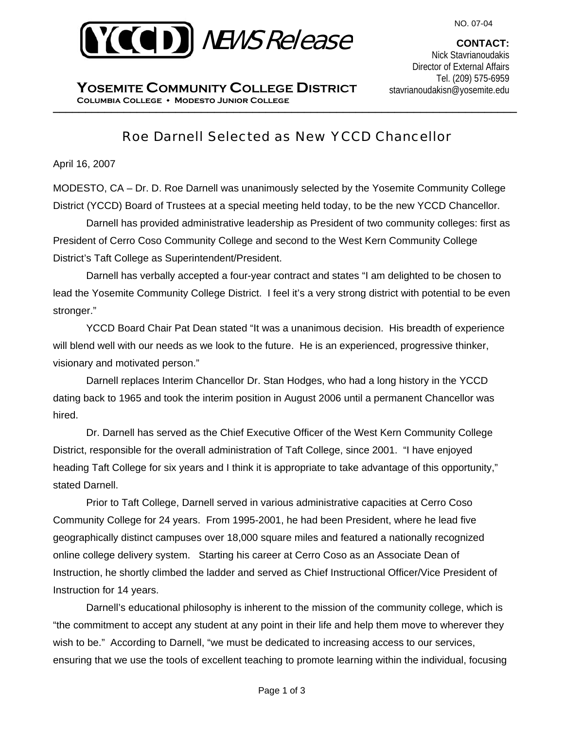NO. 07-04

YCCD *NEWS Release*

**CONTACT:**
Nick Stavrianoudakis
Director of External Affairs
Tel. (209) 575-6959
stavrianoudakisn@yosemite.edu

**YOSEMITE COMMUNITY COLLEGE DISTRICT**
**COLUMBIA COLLEGE • MODESTO JUNIOR COLLEGE**

---

# Roe Darnell Selected as New YCCD Chancellor

April 16, 2007

MODESTO, CA – Dr. D. Roe Darnell was unanimously selected by the Yosemite Community College District (YCCD) Board of Trustees at a special meeting held today, to be the new YCCD Chancellor.

Darnell has provided administrative leadership as President of two community colleges: first as President of Cerro Coso Community College and second to the West Kern Community College District's Taft College as Superintendent/President.

Darnell has verbally accepted a four-year contract and states "I am delighted to be chosen to lead the Yosemite Community College District. I feel it's a very strong district with potential to be even stronger."

YCCD Board Chair Pat Dean stated "It was a unanimous decision. His breadth of experience will blend well with our needs as we look to the future. He is an experienced, progressive thinker, visionary and motivated person."

Darnell replaces Interim Chancellor Dr. Stan Hodges, who had a long history in the YCCD dating back to 1965 and took the interim position in August 2006 until a permanent Chancellor was hired.

Dr. Darnell has served as the Chief Executive Officer of the West Kern Community College District, responsible for the overall administration of Taft College, since 2001. "I have enjoyed heading Taft College for six years and I think it is appropriate to take advantage of this opportunity," stated Darnell.

Prior to Taft College, Darnell served in various administrative capacities at Cerro Coso Community College for 24 years. From 1995-2001, he had been President, where he lead five geographically distinct campuses over 18,000 square miles and featured a nationally recognized online college delivery system. Starting his career at Cerro Coso as an Associate Dean of Instruction, he shortly climbed the ladder and served as Chief Instructional Officer/Vice President of Instruction for 14 years.

Darnell's educational philosophy is inherent to the mission of the community college, which is "the commitment to accept any student at any point in their life and help them move to wherever they wish to be." According to Darnell, "we must be dedicated to increasing access to our services, ensuring that we use the tools of excellent teaching to promote learning within the individual, focusing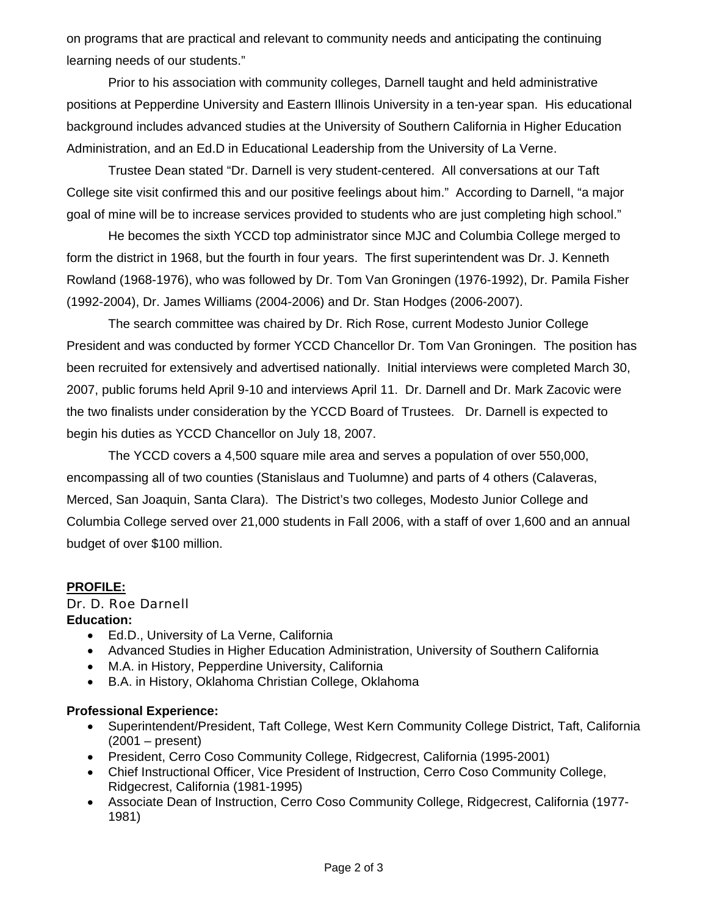on programs that are practical and relevant to community needs and anticipating the continuing learning needs of our students."

Prior to his association with community colleges, Darnell taught and held administrative positions at Pepperdine University and Eastern Illinois University in a ten-year span. His educational background includes advanced studies at the University of Southern California in Higher Education Administration, and an Ed.D in Educational Leadership from the University of La Verne.

Trustee Dean stated "Dr. Darnell is very student-centered. All conversations at our Taft College site visit confirmed this and our positive feelings about him." According to Darnell, "a major goal of mine will be to increase services provided to students who are just completing high school."

He becomes the sixth YCCD top administrator since MJC and Columbia College merged to form the district in 1968, but the fourth in four years. The first superintendent was Dr. J. Kenneth Rowland (1968-1976), who was followed by Dr. Tom Van Groningen (1976-1992), Dr. Pamila Fisher (1992-2004), Dr. James Williams (2004-2006) and Dr. Stan Hodges (2006-2007).

The search committee was chaired by Dr. Rich Rose, current Modesto Junior College President and was conducted by former YCCD Chancellor Dr. Tom Van Groningen. The position has been recruited for extensively and advertised nationally. Initial interviews were completed March 30, 2007, public forums held April 9-10 and interviews April 11. Dr. Darnell and Dr. Mark Zacovic were the two finalists under consideration by the YCCD Board of Trustees. Dr. Darnell is expected to begin his duties as YCCD Chancellor on July 18, 2007.

The YCCD covers a 4,500 square mile area and serves a population of over 550,000, encompassing all of two counties (Stanislaus and Tuolumne) and parts of 4 others (Calaveras, Merced, San Joaquin, Santa Clara). The District's two colleges, Modesto Junior College and Columbia College served over 21,000 students in Fall 2006, with a staff of over 1,600 and an annual budget of over $100 million.

**PROFILE:**

Dr. D. Roe Darnell

**Education:**

- Ed.D., University of La Verne, California
- Advanced Studies in Higher Education Administration, University of Southern California
- M.A. in History, Pepperdine University, California
- B.A. in History, Oklahoma Christian College, Oklahoma

**Professional Experience:**

- Superintendent/President, Taft College, West Kern Community College District, Taft, California (2001 – present)
- President, Cerro Coso Community College, Ridgecrest, California (1995-2001)
- Chief Instructional Officer, Vice President of Instruction, Cerro Coso Community College, Ridgecrest, California (1981-1995)
- Associate Dean of Instruction, Cerro Coso Community College, Ridgecrest, California (1977-1981)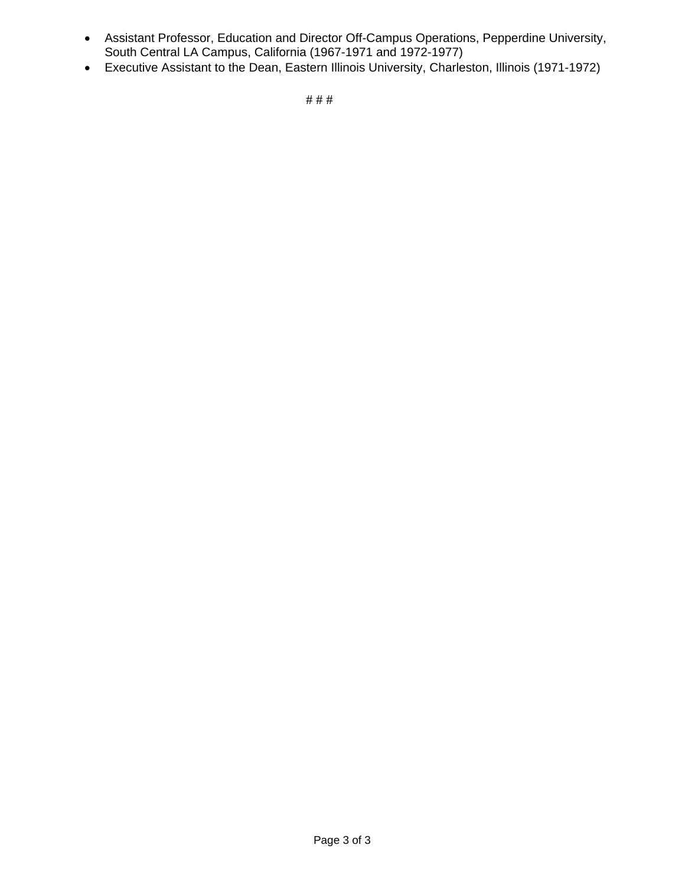- Assistant Professor, Education and Director Off-Campus Operations, Pepperdine University, South Central LA Campus, California (1967-1971 and 1972-1977)
- Executive Assistant to the Dean, Eastern Illinois University, Charleston, Illinois (1971-1972)

# # #